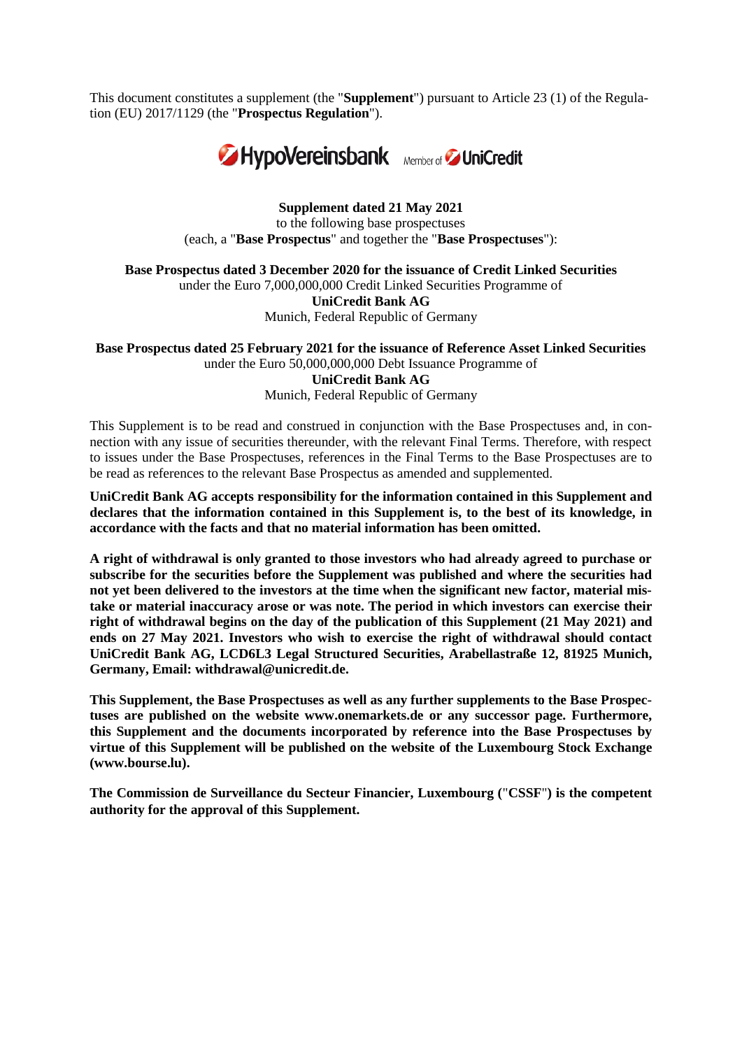This document constitutes a supplement (the "**Supplement**") pursuant to Article 23 (1) of the Regulation (EU) 2017/1129 (the "**Prospectus Regulation**").

HypoVereinsbank Member of UniCredit

**Supplement dated 21 May 2021**
to the following base prospectuses
(each, a "**Base Prospectus**" and together the "**Base Prospectuses**"):

**Base Prospectus dated 3 December 2020 for the issuance of Credit Linked Securities**
under the Euro 7,000,000,000 Credit Linked Securities Programme of
**UniCredit Bank AG**
Munich, Federal Republic of Germany

**Base Prospectus dated 25 February 2021 for the issuance of Reference Asset Linked Securities**
under the Euro 50,000,000,000 Debt Issuance Programme of
**UniCredit Bank AG**
Munich, Federal Republic of Germany

This Supplement is to be read and construed in conjunction with the Base Prospectuses and, in connection with any issue of securities thereunder, with the relevant Final Terms. Therefore, with respect to issues under the Base Prospectuses, references in the Final Terms to the Base Prospectuses are to be read as references to the relevant Base Prospectus as amended and supplemented.

**UniCredit Bank AG accepts responsibility for the information contained in this Supplement and declares that the information contained in this Supplement is, to the best of its knowledge, in accordance with the facts and that no material information has been omitted.**

**A right of withdrawal is only granted to those investors who had already agreed to purchase or subscribe for the securities before the Supplement was published and where the securities had not yet been delivered to the investors at the time when the significant new factor, material mistake or material inaccuracy arose or was note. The period in which investors can exercise their right of withdrawal begins on the day of the publication of this Supplement (21 May 2021) and ends on 27 May 2021. Investors who wish to exercise the right of withdrawal should contact UniCredit Bank AG, LCD6L3 Legal Structured Securities, Arabellastraße 12, 81925 Munich, Germany, Email: withdrawal@unicredit.de.**

**This Supplement, the Base Prospectuses as well as any further supplements to the Base Prospectuses are published on the website www.onemarkets.de or any successor page. Furthermore, this Supplement and the documents incorporated by reference into the Base Prospectuses by virtue of this Supplement will be published on the website of the Luxembourg Stock Exchange (www.bourse.lu).**

**The Commission de Surveillance du Secteur Financier, Luxembourg ("CSSF") is the competent authority for the approval of this Supplement.**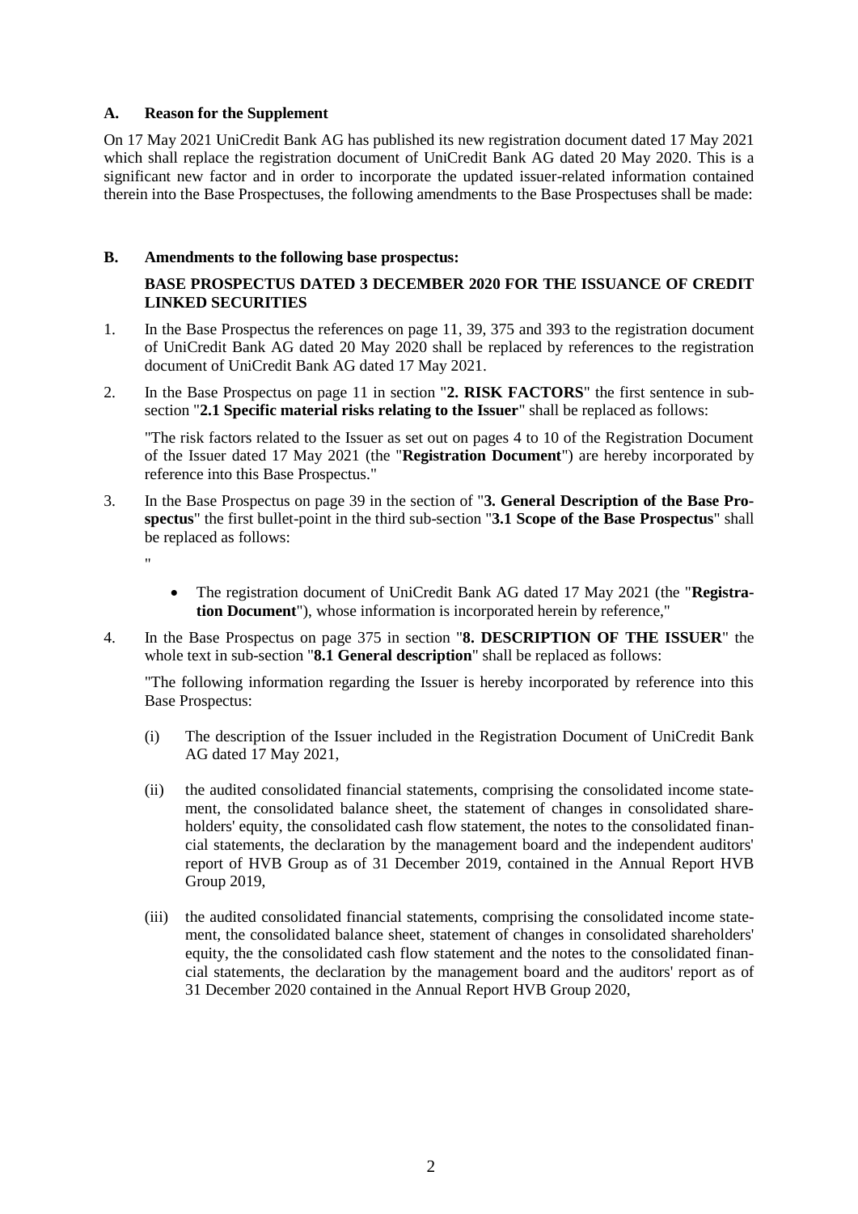## A. Reason for the Supplement

On 17 May 2021 UniCredit Bank AG has published its new registration document dated 17 May 2021 which shall replace the registration document of UniCredit Bank AG dated 20 May 2020. This is a significant new factor and in order to incorporate the updated issuer-related information contained therein into the Base Prospectuses, the following amendments to the Base Prospectuses shall be made:

## B. Amendments to the following base prospectus:

### BASE PROSPECTUS DATED 3 DECEMBER 2020 FOR THE ISSUANCE OF CREDIT LINKED SECURITIES

1. In the Base Prospectus the references on page 11, 39, 375 and 393 to the registration document of UniCredit Bank AG dated 20 May 2020 shall be replaced by references to the registration document of UniCredit Bank AG dated 17 May 2021.

2. In the Base Prospectus on page 11 in section "**2. RISK FACTORS**" the first sentence in sub-section "**2.1 Specific material risks relating to the Issuer**" shall be replaced as follows:

   "The risk factors related to the Issuer as set out on pages 4 to 10 of the Registration Document of the Issuer dated 17 May 2021 (the "**Registration Document**") are hereby incorporated by reference into this Base Prospectus."

3. In the Base Prospectus on page 39 in the section of "**3. General Description of the Base Prospectus**" the first bullet-point in the third sub-section "**3.1 Scope of the Base Prospectus**" shall be replaced as follows:

   "

   - The registration document of UniCredit Bank AG dated 17 May 2021 (the "**Registration Document**"), whose information is incorporated herein by reference,"

4. In the Base Prospectus on page 375 in section "**8. DESCRIPTION OF THE ISSUER**" the whole text in sub-section "**8.1 General description**" shall be replaced as follows:

   "The following information regarding the Issuer is hereby incorporated by reference into this Base Prospectus:

   (i) The description of the Issuer included in the Registration Document of UniCredit Bank AG dated 17 May 2021,

   (ii) the audited consolidated financial statements, comprising the consolidated income statement, the consolidated balance sheet, the statement of changes in consolidated shareholders' equity, the consolidated cash flow statement, the notes to the consolidated financial statements, the declaration by the management board and the independent auditors' report of HVB Group as of 31 December 2019, contained in the Annual Report HVB Group 2019,

   (iii) the audited consolidated financial statements, comprising the consolidated income statement, the consolidated balance sheet, statement of changes in consolidated shareholders' equity, the the consolidated cash flow statement and the notes to the consolidated financial statements, the declaration by the management board and the auditors' report as of 31 December 2020 contained in the Annual Report HVB Group 2020,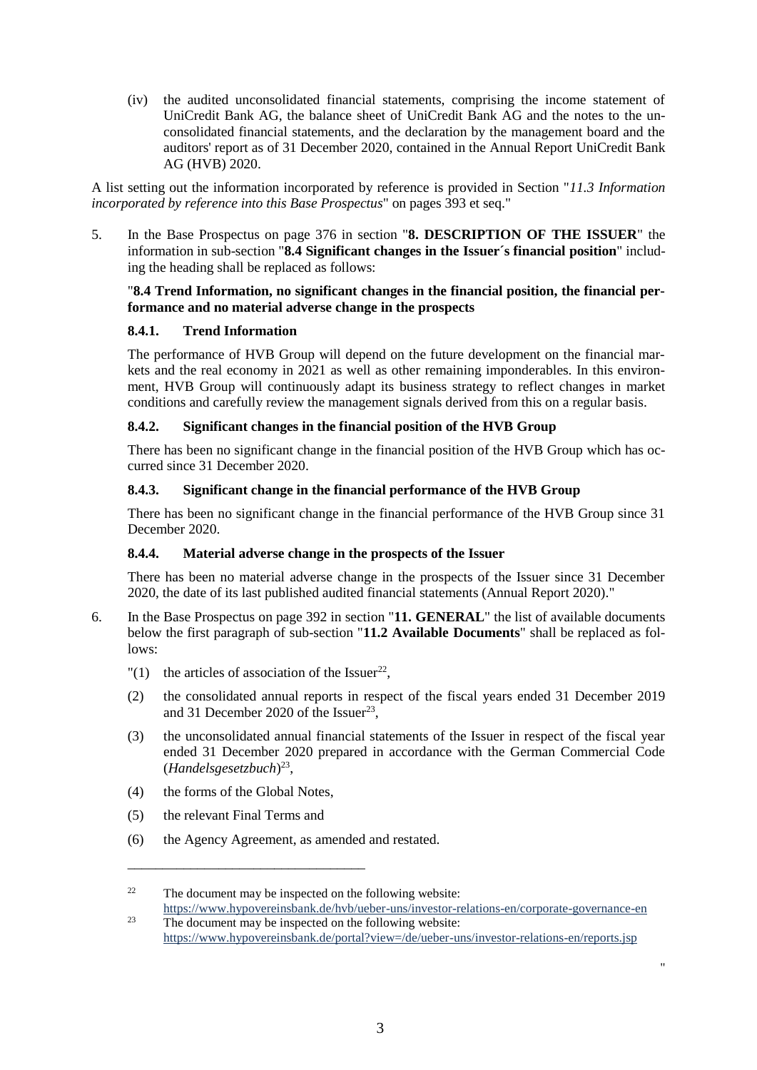(iv) the audited unconsolidated financial statements, comprising the income statement of UniCredit Bank AG, the balance sheet of UniCredit Bank AG and the notes to the unconsolidated financial statements, and the declaration by the management board and the auditors' report as of 31 December 2020, contained in the Annual Report UniCredit Bank AG (HVB) 2020.

A list setting out the information incorporated by reference is provided in Section "*11.3 Information incorporated by reference into this Base Prospectus*" on pages 393 et seq."

5. In the Base Prospectus on page 376 in section "**8. DESCRIPTION OF THE ISSUER**" the information in sub-section "**8.4 Significant changes in the Issuer´s financial position**" including the heading shall be replaced as follows:

"**8.4 Trend Information, no significant changes in the financial position, the financial performance and no material adverse change in the prospects**

**8.4.1. Trend Information**

The performance of HVB Group will depend on the future development on the financial markets and the real economy in 2021 as well as other remaining imponderables. In this environment, HVB Group will continuously adapt its business strategy to reflect changes in market conditions and carefully review the management signals derived from this on a regular basis.

**8.4.2. Significant changes in the financial position of the HVB Group**

There has been no significant change in the financial position of the HVB Group which has occurred since 31 December 2020.

**8.4.3. Significant change in the financial performance of the HVB Group**

There has been no significant change in the financial performance of the HVB Group since 31 December 2020.

**8.4.4. Material adverse change in the prospects of the Issuer**

There has been no material adverse change in the prospects of the Issuer since 31 December 2020, the date of its last published audited financial statements (Annual Report 2020)."

6. In the Base Prospectus on page 392 in section "**11. GENERAL**" the list of available documents below the first paragraph of sub-section "**11.2 Available Documents**" shall be replaced as follows:

"(1) the articles of association of the Issuer[22],

(2) the consolidated annual reports in respect of the fiscal years ended 31 December 2019 and 31 December 2020 of the Issuer[23],

(3) the unconsolidated annual financial statements of the Issuer in respect of the fiscal year ended 31 December 2020 prepared in accordance with the German Commercial Code (*Handelsgesetzbuch*)[23],

(4) the forms of the Global Notes,

(5) the relevant Final Terms and

(6) the Agency Agreement, as amended and restated.

---

[22] The document may be inspected on the following website: https://www.hypovereinsbank.de/hvb/ueber-uns/investor-relations-en/corporate-governance-en

[23] The document may be inspected on the following website: https://www.hypovereinsbank.de/portal?view=/de/ueber-uns/investor-relations-en/reports.jsp

"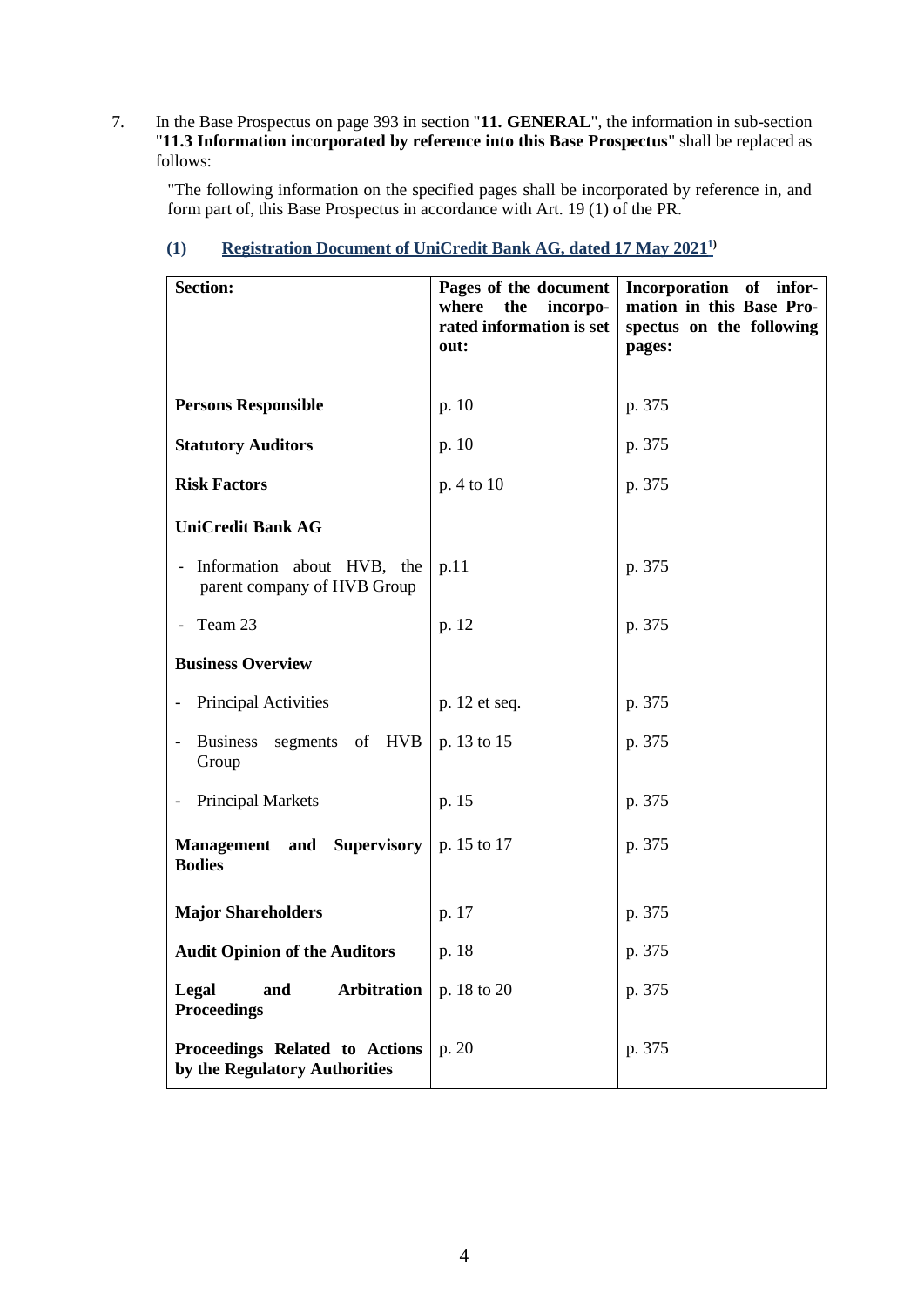7. In the Base Prospectus on page 393 in section "**11. GENERAL**", the information in sub-section "**11.3 Information incorporated by reference into this Base Prospectus**" shall be replaced as follows:

"The following information on the specified pages shall be incorporated by reference in, and form part of, this Base Prospectus in accordance with Art. 19 (1) of the PR.

**(1) Registration Document of UniCredit Bank AG, dated 17 May 2021[1)]**

| Section: | Pages of the document where the incorporated information is set out: | Incorporation of information in this Base Prospectus on the following pages: |
|---|---|---|
| **Persons Responsible** | p. 10 | p. 375 |
| **Statutory Auditors** | p. 10 | p. 375 |
| **Risk Factors** | p. 4 to 10 | p. 375 |
| **UniCredit Bank AG** | | |
| - Information about HVB, the parent company of HVB Group | p.11 | p. 375 |
| - Team 23 | p. 12 | p. 375 |
| **Business Overview** | | |
| - Principal Activities | p. 12 et seq. | p. 375 |
| - Business segments of HVB Group | p. 13 to 15 | p. 375 |
| - Principal Markets | p. 15 | p. 375 |
| **Management and Supervisory Bodies** | p. 15 to 17 | p. 375 |
| **Major Shareholders** | p. 17 | p. 375 |
| **Audit Opinion of the Auditors** | p. 18 | p. 375 |
| **Legal and Arbitration Proceedings** | p. 18 to 20 | p. 375 |
| **Proceedings Related to Actions by the Regulatory Authorities** | p. 20 | p. 375 |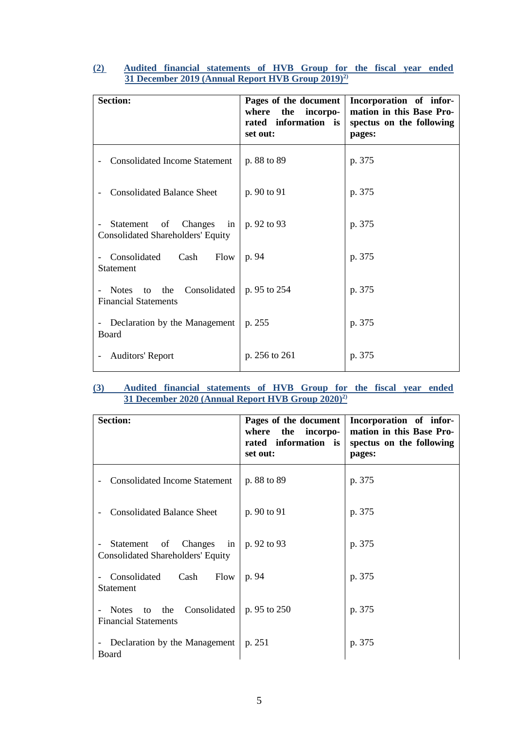**(2) Audited financial statements of HVB Group for the fiscal year ended 31 December 2019 (Annual Report HVB Group 2019)[2)]**

| Section: | Pages of the document where the incorporated information is set out: | Incorporation of information in this Base Prospectus on the following pages: |
|---|---|---|
| - Consolidated Income Statement | p. 88 to 89 | p. 375 |
| - Consolidated Balance Sheet | p. 90 to 91 | p. 375 |
| - Statement of Changes in Consolidated Shareholders' Equity | p. 92 to 93 | p. 375 |
| - Consolidated Cash Flow Statement | p. 94 | p. 375 |
| - Notes to the Consolidated Financial Statements | p. 95 to 254 | p. 375 |
| - Declaration by the Management Board | p. 255 | p. 375 |
| - Auditors' Report | p. 256 to 261 | p. 375 |

**(3) Audited financial statements of HVB Group for the fiscal year ended 31 December 2020 (Annual Report HVB Group 2020)[2)]**

| Section: | Pages of the document where the incorporated information is set out: | Incorporation of information in this Base Prospectus on the following pages: |
|---|---|---|
| - Consolidated Income Statement | p. 88 to 89 | p. 375 |
| - Consolidated Balance Sheet | p. 90 to 91 | p. 375 |
| - Statement of Changes in Consolidated Shareholders' Equity | p. 92 to 93 | p. 375 |
| - Consolidated Cash Flow Statement | p. 94 | p. 375 |
| - Notes to the Consolidated Financial Statements | p. 95 to 250 | p. 375 |
| - Declaration by the Management Board | p. 251 | p. 375 |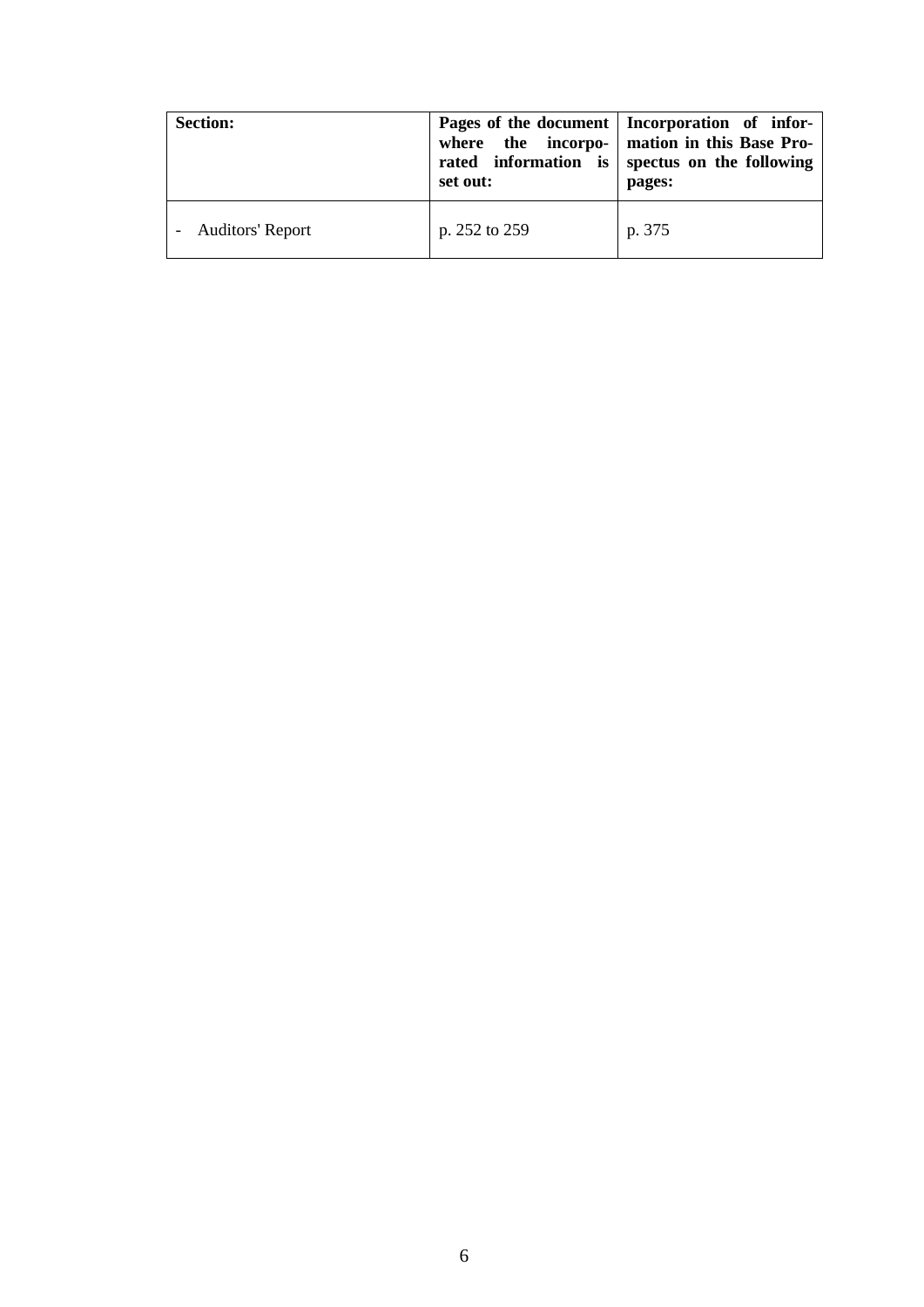| Section: | Pages of the document where the incorporated information is set out: | Incorporation of information in this Base Prospectus on the following pages: |
|---|---|---|
| - Auditors' Report | p. 252 to 259 | p. 375 |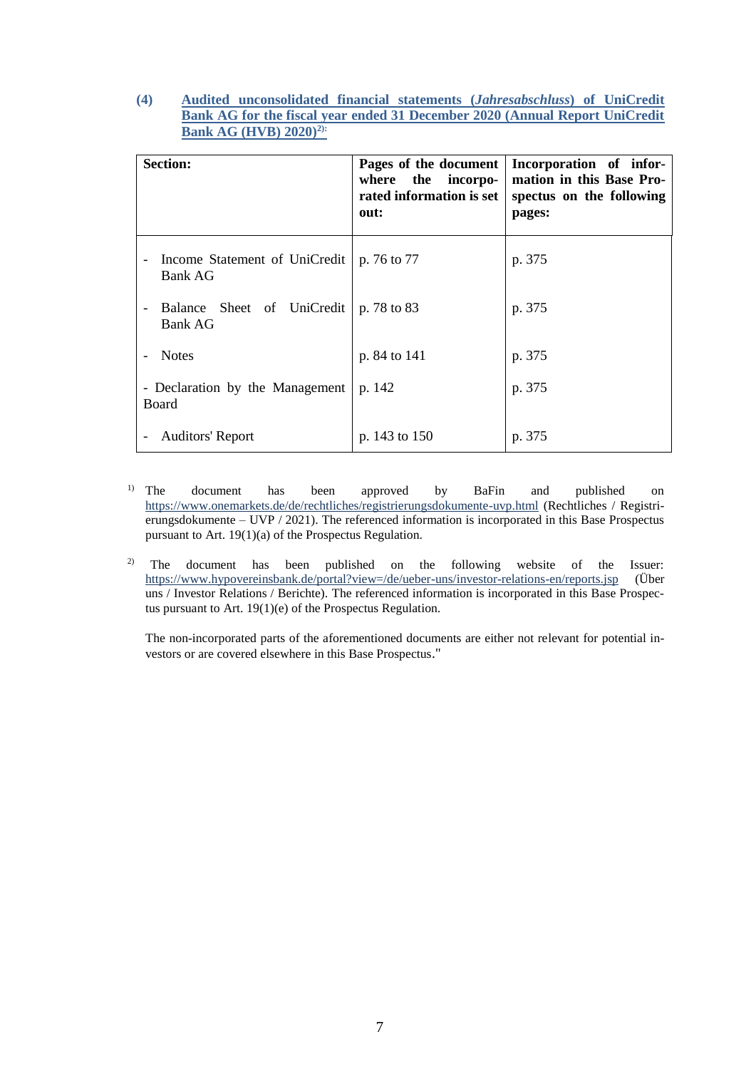**(4) Audited unconsolidated financial statements (*Jahresabschluss*) of UniCredit Bank AG for the fiscal year ended 31 December 2020 (Annual Report UniCredit Bank AG (HVB) 2020)[2]:**

| Section: | Pages of the document where the incorporated information is set out: | Incorporation of information in this Base Prospectus on the following pages: |
|---|---|---|
| - Income Statement of UniCredit Bank AG | p. 76 to 77 | p. 375 |
| - Balance Sheet of UniCredit Bank AG | p. 78 to 83 | p. 375 |
| - Notes | p. 84 to 141 | p. 375 |
| - Declaration by the Management Board | p. 142 | p. 375 |
| - Auditors' Report | p. 143 to 150 | p. 375 |

[1] The document has been approved by BaFin and published on https://www.onemarkets.de/de/rechtliches/registrierungsdokumente-uvp.html (Rechtliches / Registrierungsdokumente – UVP / 2021). The referenced information is incorporated in this Base Prospectus pursuant to Art. 19(1)(a) of the Prospectus Regulation.

[2] The document has been published on the following website of the Issuer: https://www.hypovereinsbank.de/portal?view=/de/ueber-uns/investor-relations-en/reports.jsp (Über uns / Investor Relations / Berichte). The referenced information is incorporated in this Base Prospectus pursuant to Art. 19(1)(e) of the Prospectus Regulation.

The non-incorporated parts of the aforementioned documents are either not relevant for potential investors or are covered elsewhere in this Base Prospectus."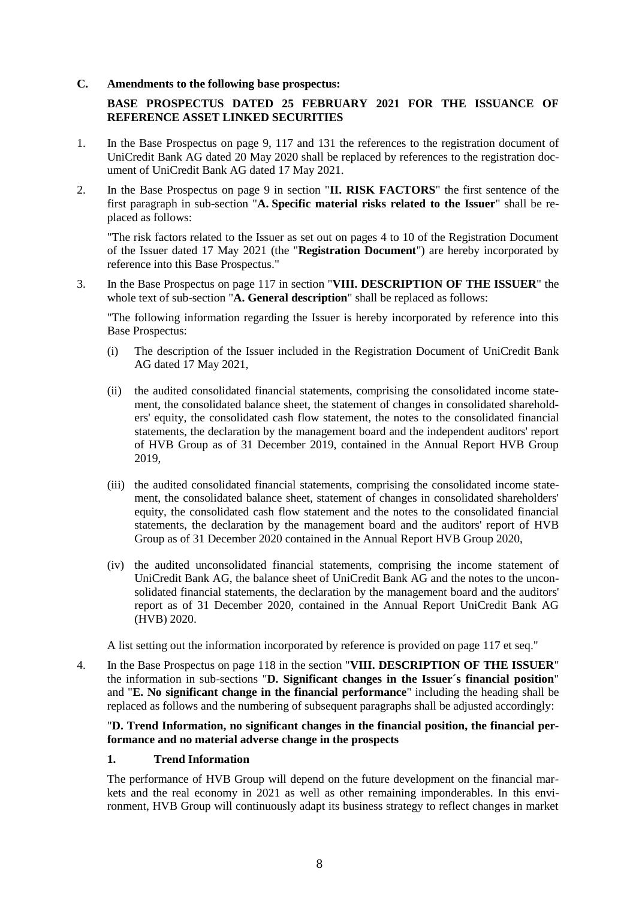**C. Amendments to the following base prospectus:**

**BASE PROSPECTUS DATED 25 FEBRUARY 2021 FOR THE ISSUANCE OF REFERENCE ASSET LINKED SECURITIES**

1. In the Base Prospectus on page 9, 117 and 131 the references to the registration document of UniCredit Bank AG dated 20 May 2020 shall be replaced by references to the registration document of UniCredit Bank AG dated 17 May 2021.

2. In the Base Prospectus on page 9 in section "**II. RISK FACTORS**" the first sentence of the first paragraph in sub-section "**A. Specific material risks related to the Issuer**" shall be replaced as follows:

   "The risk factors related to the Issuer as set out on pages 4 to 10 of the Registration Document of the Issuer dated 17 May 2021 (the "**Registration Document**") are hereby incorporated by reference into this Base Prospectus."

3. In the Base Prospectus on page 117 in section "**VIII. DESCRIPTION OF THE ISSUER**" the whole text of sub-section "**A. General description**" shall be replaced as follows:

   "The following information regarding the Issuer is hereby incorporated by reference into this Base Prospectus:

   (i) The description of the Issuer included in the Registration Document of UniCredit Bank AG dated 17 May 2021,

   (ii) the audited consolidated financial statements, comprising the consolidated income statement, the consolidated balance sheet, the statement of changes in consolidated shareholders' equity, the consolidated cash flow statement, the notes to the consolidated financial statements, the declaration by the management board and the independent auditors' report of HVB Group as of 31 December 2019, contained in the Annual Report HVB Group 2019,

   (iii) the audited consolidated financial statements, comprising the consolidated income statement, the consolidated balance sheet, statement of changes in consolidated shareholders' equity, the consolidated cash flow statement and the notes to the consolidated financial statements, the declaration by the management board and the auditors' report of HVB Group as of 31 December 2020 contained in the Annual Report HVB Group 2020,

   (iv) the audited unconsolidated financial statements, comprising the income statement of UniCredit Bank AG, the balance sheet of UniCredit Bank AG and the notes to the unconsolidated financial statements, the declaration by the management board and the auditors' report as of 31 December 2020, contained in the Annual Report UniCredit Bank AG (HVB) 2020.

   A list setting out the information incorporated by reference is provided on page 117 et seq."

4. In the Base Prospectus on page 118 in the section "**VIII. DESCRIPTION OF THE ISSUER**" the information in sub-sections "**D. Significant changes in the Issuer´s financial position**" and "**E. No significant change in the financial performance**" including the heading shall be replaced as follows and the numbering of subsequent paragraphs shall be adjusted accordingly:

   "**D. Trend Information, no significant changes in the financial position, the financial performance and no material adverse change in the prospects**

   **1. Trend Information**

   The performance of HVB Group will depend on the future development on the financial markets and the real economy in 2021 as well as other remaining imponderables. In this environment, HVB Group will continuously adapt its business strategy to reflect changes in market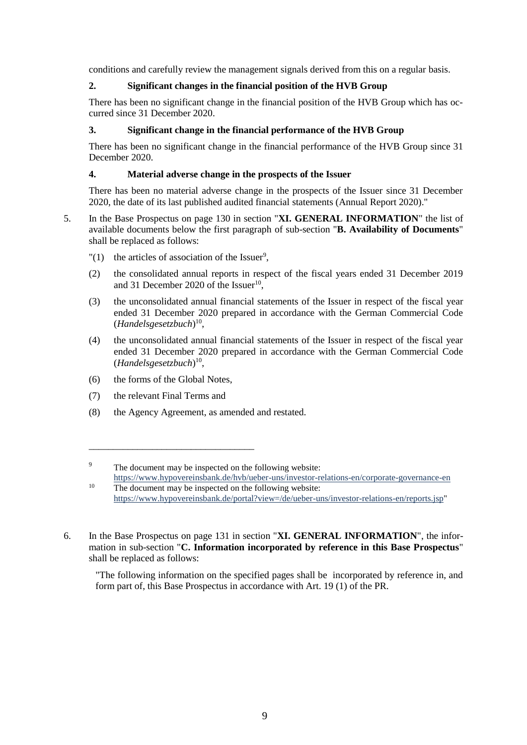conditions and carefully review the management signals derived from this on a regular basis.

**2. Significant changes in the financial position of the HVB Group**

There has been no significant change in the financial position of the HVB Group which has occurred since 31 December 2020.

**3. Significant change in the financial performance of the HVB Group**

There has been no significant change in the financial performance of the HVB Group since 31 December 2020.

**4. Material adverse change in the prospects of the Issuer**

There has been no material adverse change in the prospects of the Issuer since 31 December 2020, the date of its last published audited financial statements (Annual Report 2020)."

5. In the Base Prospectus on page 130 in section "**XI. GENERAL INFORMATION**" the list of available documents below the first paragraph of sub-section "**B. Availability of Documents**" shall be replaced as follows:

"(1) the articles of association of the Issuer[9],

(2) the consolidated annual reports in respect of the fiscal years ended 31 December 2019 and 31 December 2020 of the Issuer[10],

(3) the unconsolidated annual financial statements of the Issuer in respect of the fiscal year ended 31 December 2020 prepared in accordance with the German Commercial Code (*Handelsgesetzbuch*)[10],

(4) the unconsolidated annual financial statements of the Issuer in respect of the fiscal year ended 31 December 2020 prepared in accordance with the German Commercial Code (*Handelsgesetzbuch*)[10],

(6) the forms of the Global Notes,

(7) the relevant Final Terms and

(8) the Agency Agreement, as amended and restated.

---

[9] The document may be inspected on the following website: https://www.hypovereinsbank.de/hvb/ueber-uns/investor-relations-en/corporate-governance-en

[10] The document may be inspected on the following website: https://www.hypovereinsbank.de/portal?view=/de/ueber-uns/investor-relations-en/reports.jsp"

6. In the Base Prospectus on page 131 in section "**XI. GENERAL INFORMATION**", the information in sub-section "**C. Information incorporated by reference in this Base Prospectus**" shall be replaced as follows:

"The following information on the specified pages shall be incorporated by reference in, and form part of, this Base Prospectus in accordance with Art. 19 (1) of the PR.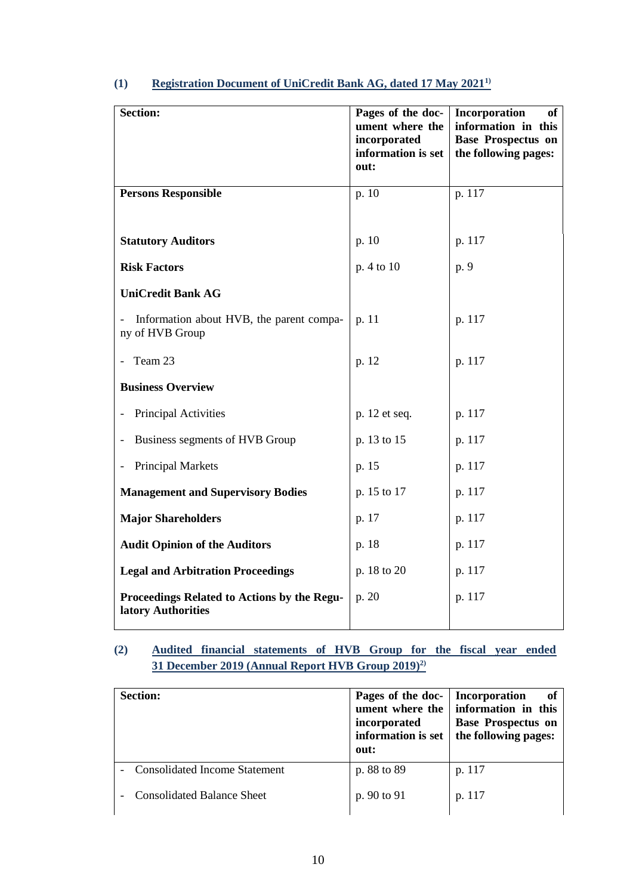**(1) Registration Document of UniCredit Bank AG, dated 17 May 2021[1)]**

| Section: | Pages of the document where the incorporated information is set out: | Incorporation of information in this Base Prospectus on the following pages: |
|---|---|---|
| **Persons Responsible** | p. 10 | p. 117 |
| **Statutory Auditors** | p. 10 | p. 117 |
| **Risk Factors** | p. 4 to 10 | p. 9 |
| **UniCredit Bank AG** | | |
| - Information about HVB, the parent company of HVB Group | p. 11 | p. 117 |
| - Team 23 | p. 12 | p. 117 |
| **Business Overview** | | |
| - Principal Activities | p. 12 et seq. | p. 117 |
| - Business segments of HVB Group | p. 13 to 15 | p. 117 |
| - Principal Markets | p. 15 | p. 117 |
| **Management and Supervisory Bodies** | p. 15 to 17 | p. 117 |
| **Major Shareholders** | p. 17 | p. 117 |
| **Audit Opinion of the Auditors** | p. 18 | p. 117 |
| **Legal and Arbitration Proceedings** | p. 18 to 20 | p. 117 |
| **Proceedings Related to Actions by the Regulatory Authorities** | p. 20 | p. 117 |

**(2) Audited financial statements of HVB Group for the fiscal year ended 31 December 2019 (Annual Report HVB Group 2019)[2)]**

| Section: | Pages of the document where the incorporated information is set out: | Incorporation of information in this Base Prospectus on the following pages: |
|---|---|---|
| - Consolidated Income Statement | p. 88 to 89 | p. 117 |
| - Consolidated Balance Sheet | p. 90 to 91 | p. 117 |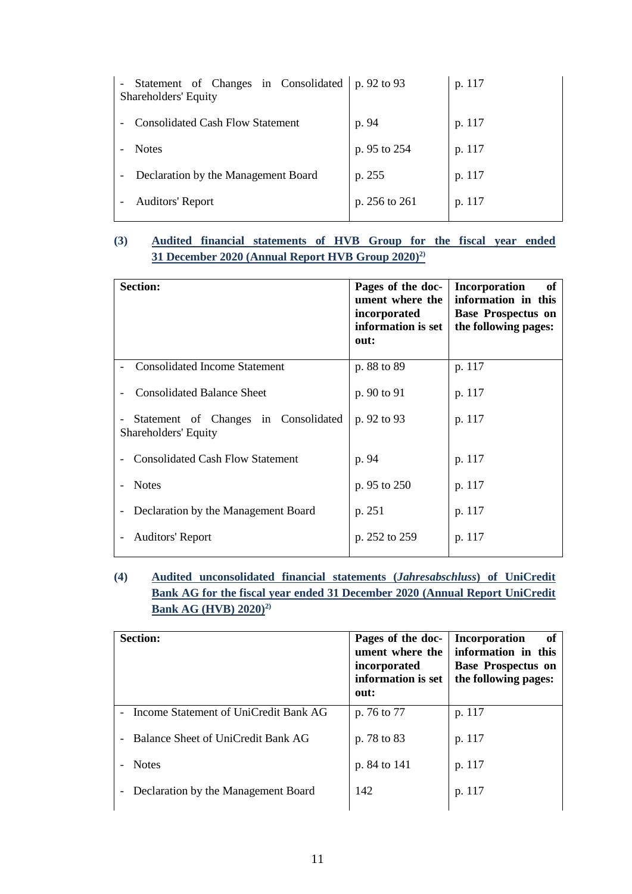| | | |
|---|---|---|
| - Statement of Changes in Consolidated Shareholders' Equity | p. 92 to 93 | p. 117 |
| - Consolidated Cash Flow Statement | p. 94 | p. 117 |
| - Notes | p. 95 to 254 | p. 117 |
| - Declaration by the Management Board | p. 255 | p. 117 |
| - Auditors' Report | p. 256 to 261 | p. 117 |

**(3)** **Audited financial statements of HVB Group for the fiscal year ended 31 December 2020 (Annual Report HVB Group 2020)[2)]**

| **Section:** | **Pages of the document where the incorporated information is set out:** | **Incorporation of information in this Base Prospectus on the following pages:** |
|---|---|---|
| - Consolidated Income Statement | p. 88 to 89 | p. 117 |
| - Consolidated Balance Sheet | p. 90 to 91 | p. 117 |
| - Statement of Changes in Consolidated Shareholders' Equity | p. 92 to 93 | p. 117 |
| - Consolidated Cash Flow Statement | p. 94 | p. 117 |
| - Notes | p. 95 to 250 | p. 117 |
| - Declaration by the Management Board | p. 251 | p. 117 |
| - Auditors' Report | p. 252 to 259 | p. 117 |

**(4)** **Audited unconsolidated financial statements (*Jahresabschluss*) of UniCredit Bank AG for the fiscal year ended 31 December 2020 (Annual Report UniCredit Bank AG (HVB) 2020)[2)]**

| **Section:** | **Pages of the document where the incorporated information is set out:** | **Incorporation of information in this Base Prospectus on the following pages:** |
|---|---|---|
| - Income Statement of UniCredit Bank AG | p. 76 to 77 | p. 117 |
| - Balance Sheet of UniCredit Bank AG | p. 78 to 83 | p. 117 |
| - Notes | p. 84 to 141 | p. 117 |
| - Declaration by the Management Board | 142 | p. 117 |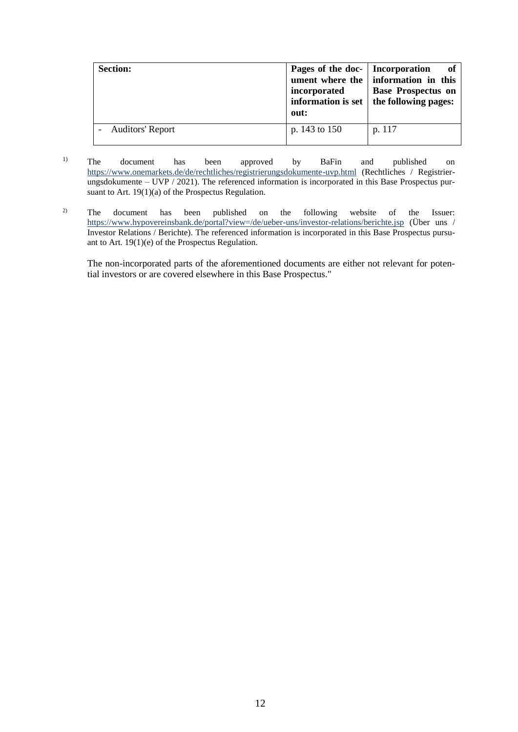| Section: | Pages of the document where the incorporated information is set out: | Incorporation of information in this Base Prospectus on the following pages: |
|---|---|---|
| - Auditors' Report | p. 143 to 150 | p. 117 |

[1] The document has been approved by BaFin and published on https://www.onemarkets.de/de/rechtliches/registrierungsdokumente-uvp.html (Rechtliches / Registrierungsdokumente – UVP / 2021). The referenced information is incorporated in this Base Prospectus pursuant to Art. 19(1)(a) of the Prospectus Regulation.

[2] The document has been published on the following website of the Issuer: https://www.hypovereinsbank.de/portal?view=/de/ueber-uns/investor-relations/berichte.jsp (Über uns / Investor Relations / Berichte). The referenced information is incorporated in this Base Prospectus pursuant to Art. 19(1)(e) of the Prospectus Regulation.

The non-incorporated parts of the aforementioned documents are either not relevant for potential investors or are covered elsewhere in this Base Prospectus."